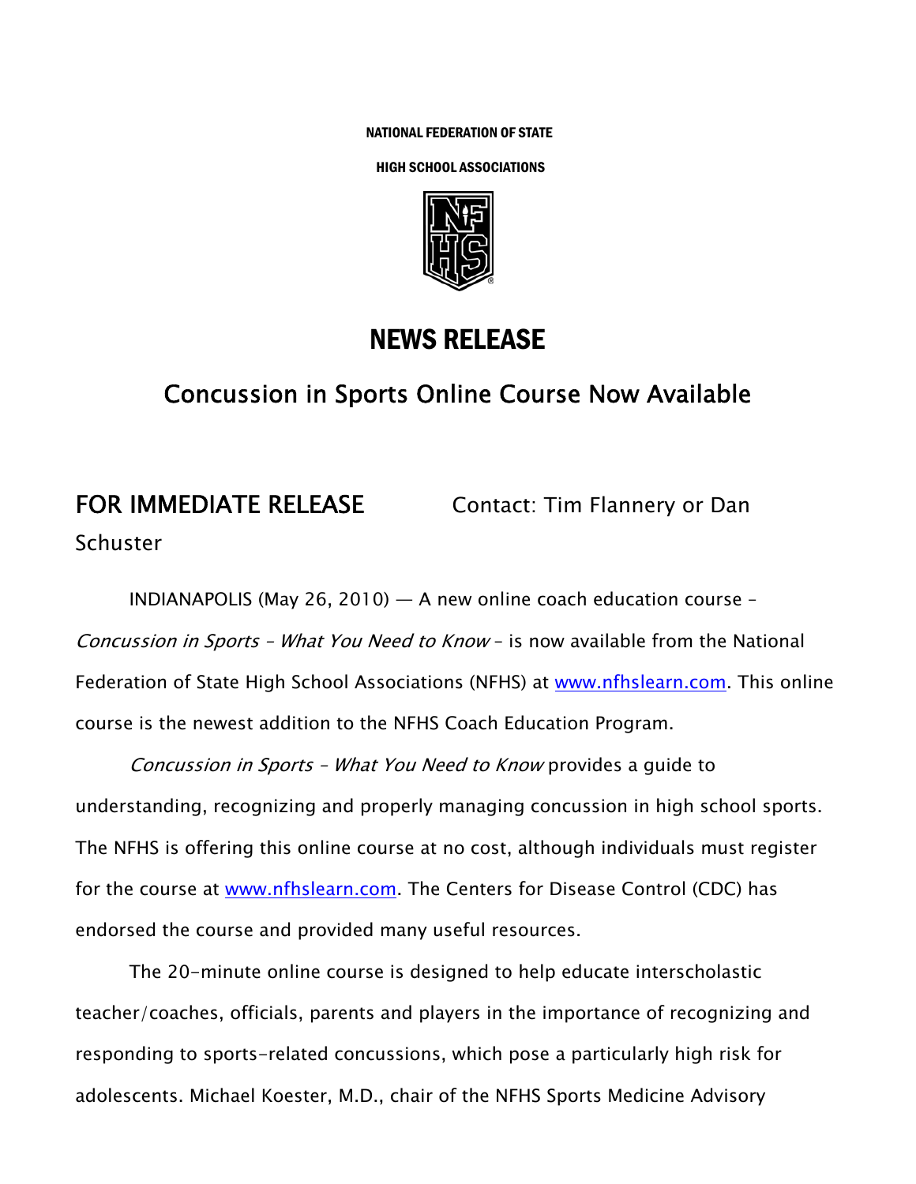NATIONAL FEDERATION OF STATE

HIGH SCHOOL ASSOCIATIONS

# NEWS RELEASE

## Concussion in Sports Online Course Now Available

**FOR IMMEDIATE RELEASE** Contact: Tim Flannery or Dan Schuster

INDIANAPOLIS (May 26, 2010) — A new online coach education course – *Concussion in Sports – What You Need to Know* – is now available from the National Federation of State High School Associations (NFHS) at www.nfhslearn.com. This online course is the newest addition to the NFHS Coach Education Program.

*Concussion in Sports – What You Need to Know* provides a guide to understanding, recognizing and properly managing concussion in high school sports. The NFHS is offering this online course at no cost, although individuals must register for the course at www.nfhslearn.com. The Centers for Disease Control (CDC) has endorsed the course and provided many useful resources.

The 20-minute online course is designed to help educate interscholastic teacher/coaches, officials, parents and players in the importance of recognizing and responding to sports-related concussions, which pose a particularly high risk for adolescents. Michael Koester, M.D., chair of the NFHS Sports Medicine Advisory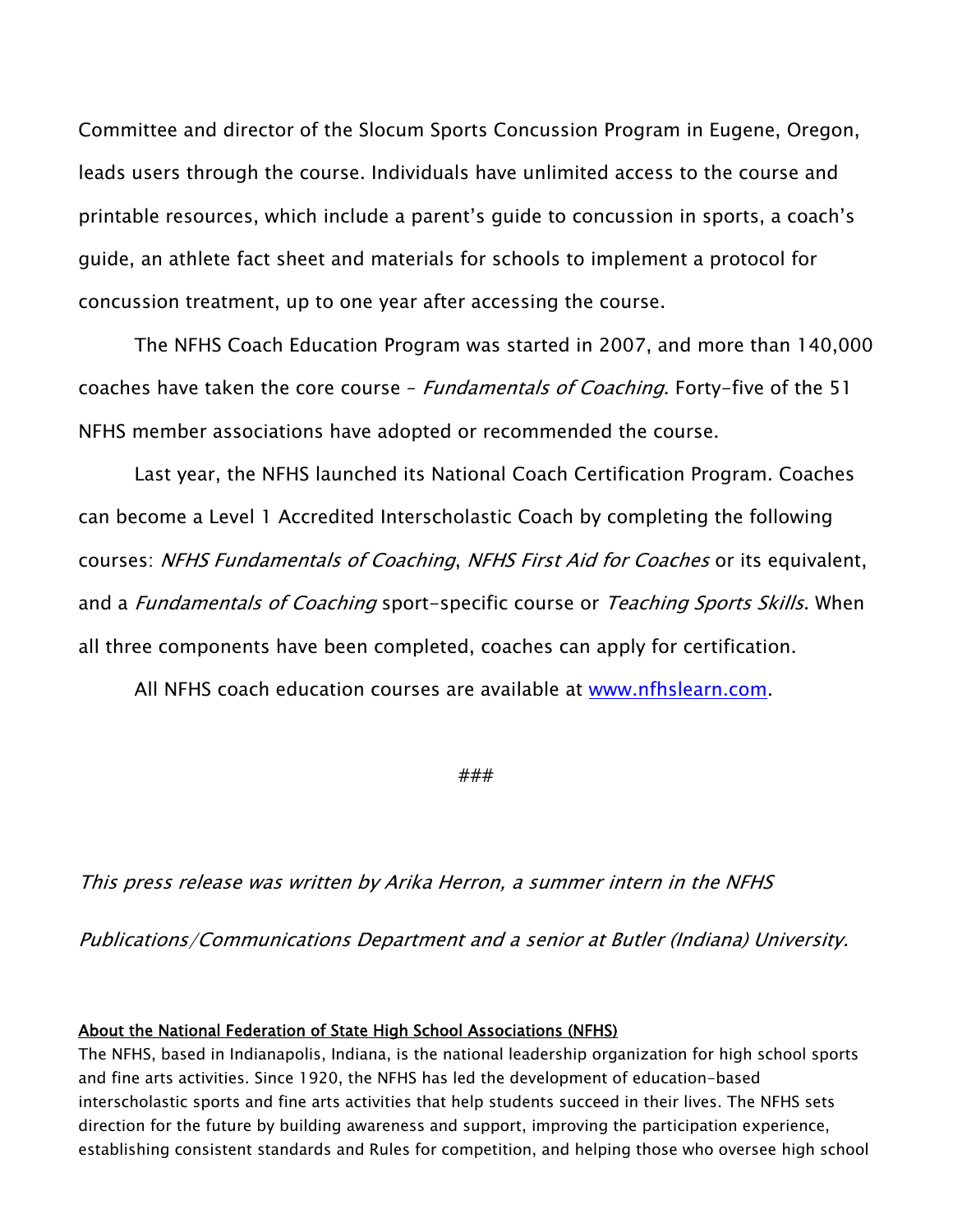Committee and director of the Slocum Sports Concussion Program in Eugene, Oregon, leads users through the course. Individuals have unlimited access to the course and printable resources, which include a parent's guide to concussion in sports, a coach's guide, an athlete fact sheet and materials for schools to implement a protocol for concussion treatment, up to one year after accessing the course.

The NFHS Coach Education Program was started in 2007, and more than 140,000 coaches have taken the core course – *Fundamentals of Coaching*. Forty-five of the 51 NFHS member associations have adopted or recommended the course.

Last year, the NFHS launched its National Coach Certification Program. Coaches can become a Level 1 Accredited Interscholastic Coach by completing the following courses: *NFHS Fundamentals of Coaching*, *NFHS First Aid for Coaches* or its equivalent, and a *Fundamentals of Coaching* sport-specific course or *Teaching Sports Skills*. When all three components have been completed, coaches can apply for certification.

All NFHS coach education courses are available at [www.nfhslearn.com](http://www.nfhslearn.com).

###

*This press release was written by Arika Herron, a summer intern in the NFHS Publications/Communications Department and a senior at Butler (Indiana) University.*

**About the National Federation of State High School Associations (NFHS)**

The NFHS, based in Indianapolis, Indiana, is the national leadership organization for high school sports and fine arts activities. Since 1920, the NFHS has led the development of education-based interscholastic sports and fine arts activities that help students succeed in their lives. The NFHS sets direction for the future by building awareness and support, improving the participation experience, establishing consistent standards and Rules for competition, and helping those who oversee high school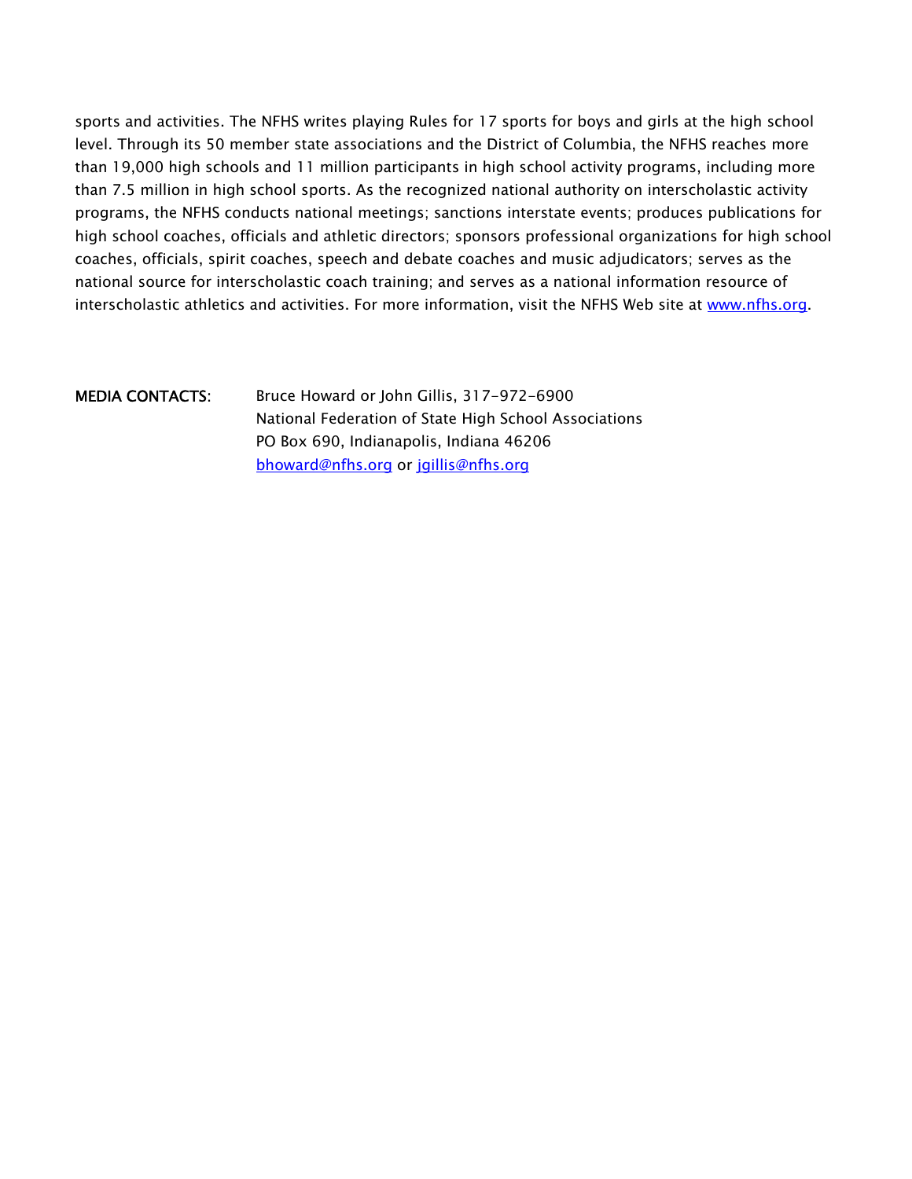sports and activities. The NFHS writes playing Rules for 17 sports for boys and girls at the high school level. Through its 50 member state associations and the District of Columbia, the NFHS reaches more than 19,000 high schools and 11 million participants in high school activity programs, including more than 7.5 million in high school sports. As the recognized national authority on interscholastic activity programs, the NFHS conducts national meetings; sanctions interstate events; produces publications for high school coaches, officials and athletic directors; sponsors professional organizations for high school coaches, officials, spirit coaches, speech and debate coaches and music adjudicators; serves as the national source for interscholastic coach training; and serves as a national information resource of interscholastic athletics and activities. For more information, visit the NFHS Web site at www.nfhs.org.

**MEDIA CONTACTS:** Bruce Howard or John Gillis, 317-972-6900
National Federation of State High School Associations
PO Box 690, Indianapolis, Indiana 46206
bhoward@nfhs.org or jgillis@nfhs.org